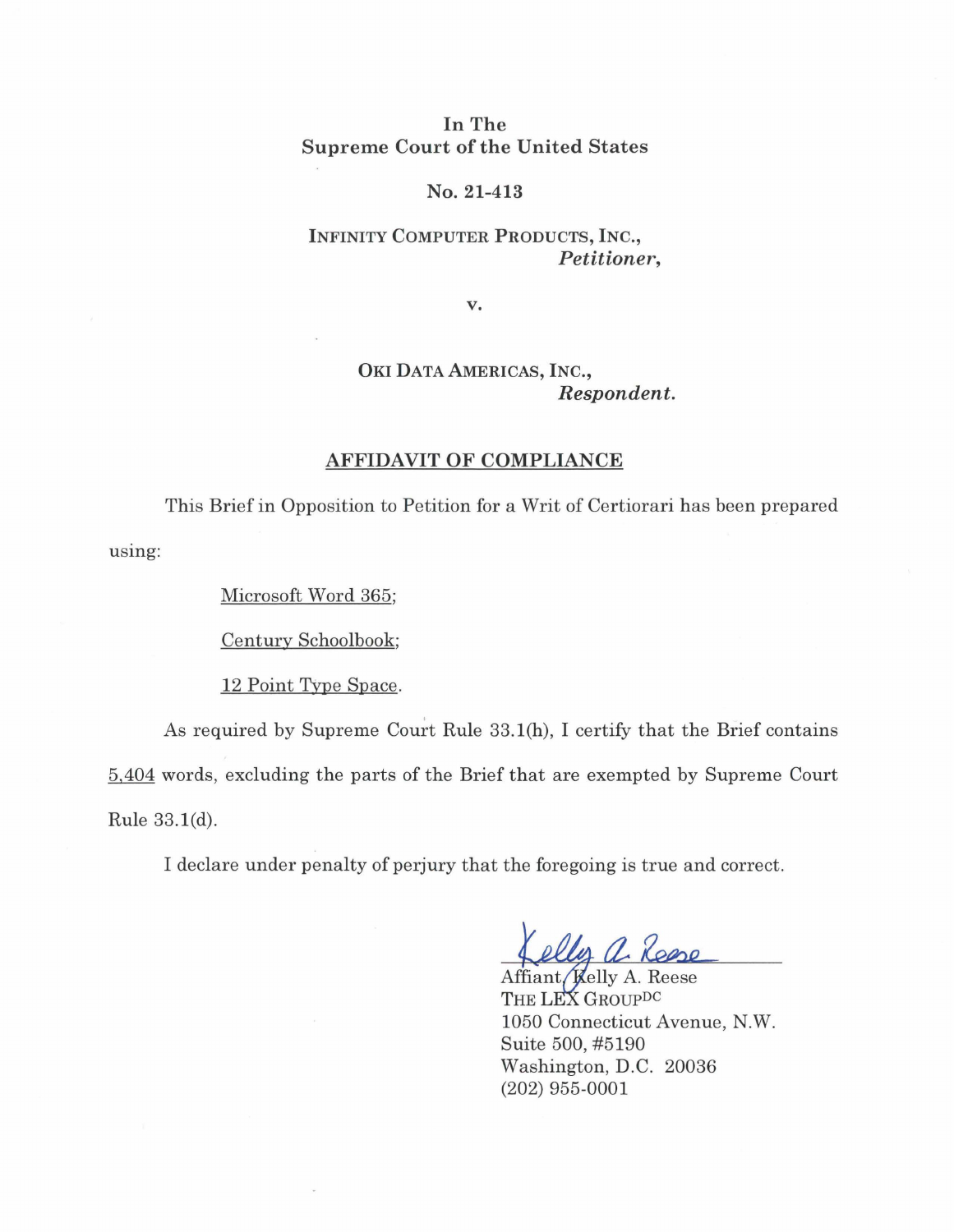In The
Supreme Court of the United States

No. 21-413

INFINITY COMPUTER PRODUCTS, INC.,
*Petitioner*,

v.

OKI DATA AMERICAS, INC.,
*Respondent*.

## AFFIDAVIT OF COMPLIANCE

This Brief in Opposition to Petition for a Writ of Certiorari has been prepared using:

Microsoft Word 365;

Century Schoolbook;

12 Point Type Space.

As required by Supreme Court Rule 33.1(h), I certify that the Brief contains 5,404 words, excluding the parts of the Brief that are exempted by Supreme Court Rule 33.1(d).

I declare under penalty of perjury that the foregoing is true and correct.

Kelly A. Reese
Affiant, Kelly A. Reese
THE LEX GROUP[DC]
1050 Connecticut Avenue, N.W.
Suite 500, #5190
Washington, D.C. 20036
(202) 955-0001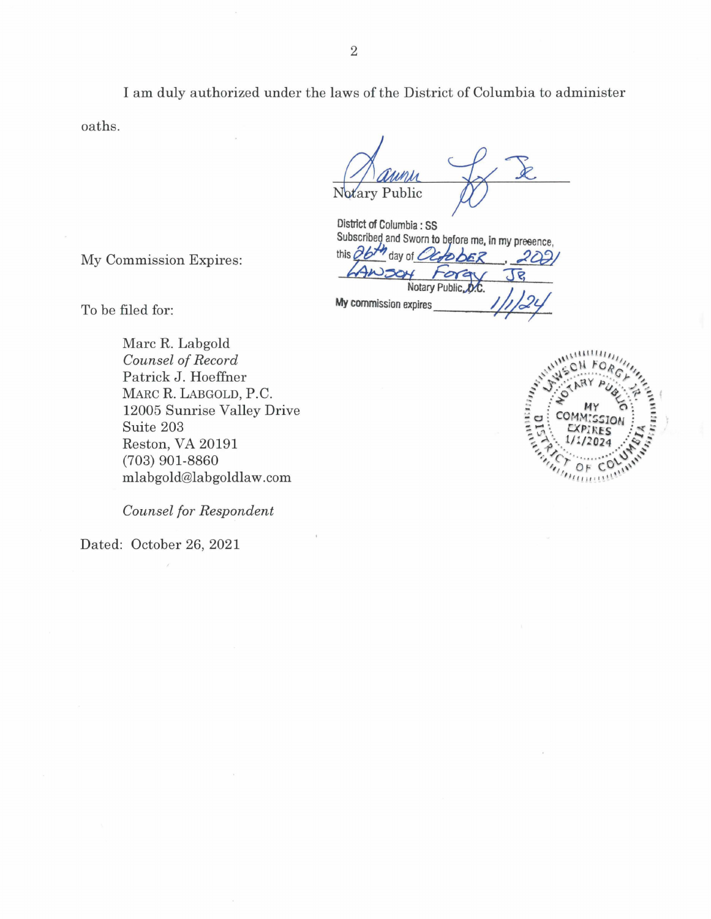I am duly authorized under the laws of the District of Columbia to administer oaths.

Notary Public

District of Columbia : SS
Subscribed and Sworn to before me, in my presence,
this 26th day of October, 2021
Lawson Foray Jr
Notary Public, D.C.
My commission expires 1/1/24

My Commission Expires:

LAWSON FORAY JR.
NOTARY PUBLIC
MY COMMISSION EXPIRES 1/1/2024
DISTRICT OF COLUMBIA

To be filed for:

Marc R. Labgold
*Counsel of Record*
Patrick J. Hoeffner
MARC R. LABGOLD, P.C.
12005 Sunrise Valley Drive
Suite 203
Reston, VA 20191
(703) 901-8860
mlabgold@labgoldlaw.com

*Counsel for Respondent*

Dated: October 26, 2021